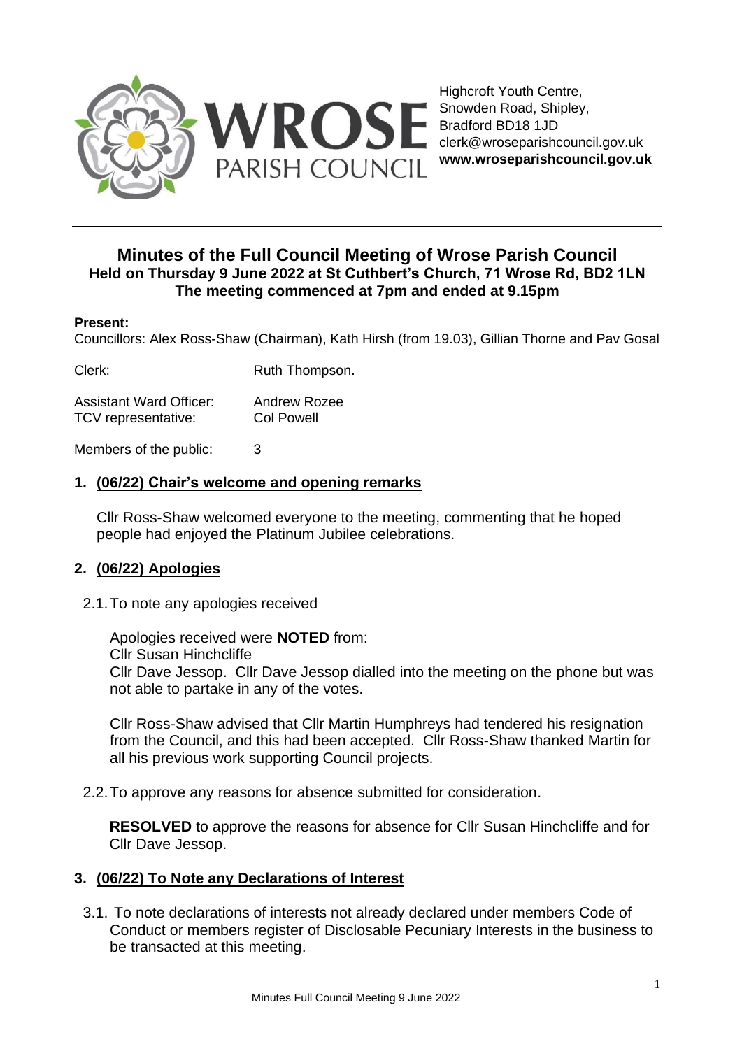Highcroft Youth Centre,
Snowden Road, Shipley,
Bradford BD18 1JD
clerk@wroseparishcouncil.gov.uk
**www.wroseparishcouncil.gov.uk**

# Minutes of the Full Council Meeting of Wrose Parish Council

## Held on Thursday 9 June 2022 at St Cuthbert's Church, 71 Wrose Rd, BD2 1LN
## The meeting commenced at 7pm and ended at 9.15pm

**Present:**

Councillors: Alex Ross-Shaw (Chairman), Kath Hirsh (from 19.03), Gillian Thorne and Pav Gosal

Clerk: Ruth Thompson.

Assistant Ward Officer: Andrew Rozee
TCV representative: Col Powell

Members of the public: 3

## 1. (06/22) Chair's welcome and opening remarks

Cllr Ross-Shaw welcomed everyone to the meeting, commenting that he hoped people had enjoyed the Platinum Jubilee celebrations.

## 2. (06/22) Apologies

2.1. To note any apologies received

Apologies received were **NOTED** from:
Cllr Susan Hinchcliffe
Cllr Dave Jessop. Cllr Dave Jessop dialled into the meeting on the phone but was not able to partake in any of the votes.

Cllr Ross-Shaw advised that Cllr Martin Humphreys had tendered his resignation from the Council, and this had been accepted. Cllr Ross-Shaw thanked Martin for all his previous work supporting Council projects.

2.2. To approve any reasons for absence submitted for consideration.

**RESOLVED** to approve the reasons for absence for Cllr Susan Hinchcliffe and for Cllr Dave Jessop.

## 3. (06/22) To Note any Declarations of Interest

3.1. To note declarations of interests not already declared under members Code of Conduct or members register of Disclosable Pecuniary Interests in the business to be transacted at this meeting.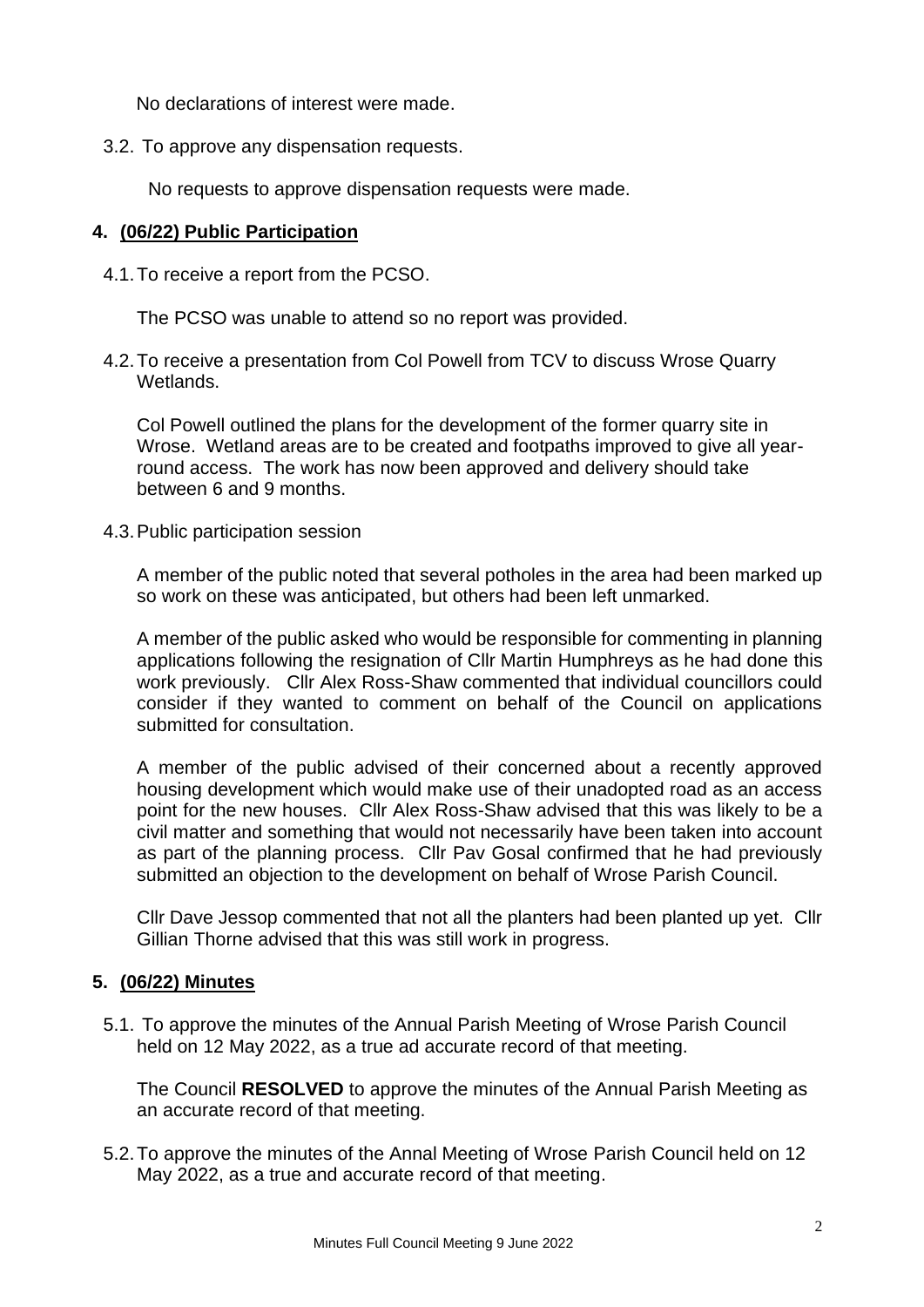No declarations of interest were made.

3.2. To approve any dispensation requests.

No requests to approve dispensation requests were made.

## 4. (06/22) Public Participation

4.1. To receive a report from the PCSO.

The PCSO was unable to attend so no report was provided.

4.2. To receive a presentation from Col Powell from TCV to discuss Wrose Quarry Wetlands.

Col Powell outlined the plans for the development of the former quarry site in Wrose. Wetland areas are to be created and footpaths improved to give all year-round access. The work has now been approved and delivery should take between 6 and 9 months.

4.3. Public participation session

A member of the public noted that several potholes in the area had been marked up so work on these was anticipated, but others had been left unmarked.

A member of the public asked who would be responsible for commenting in planning applications following the resignation of Cllr Martin Humphreys as he had done this work previously. Cllr Alex Ross-Shaw commented that individual councillors could consider if they wanted to comment on behalf of the Council on applications submitted for consultation.

A member of the public advised of their concerned about a recently approved housing development which would make use of their unadopted road as an access point for the new houses. Cllr Alex Ross-Shaw advised that this was likely to be a civil matter and something that would not necessarily have been taken into account as part of the planning process. Cllr Pav Gosal confirmed that he had previously submitted an objection to the development on behalf of Wrose Parish Council.

Cllr Dave Jessop commented that not all the planters had been planted up yet. Cllr Gillian Thorne advised that this was still work in progress.

## 5. (06/22) Minutes

5.1. To approve the minutes of the Annual Parish Meeting of Wrose Parish Council held on 12 May 2022, as a true ad accurate record of that meeting.

The Council **RESOLVED** to approve the minutes of the Annual Parish Meeting as an accurate record of that meeting.

5.2. To approve the minutes of the Annal Meeting of Wrose Parish Council held on 12 May 2022, as a true and accurate record of that meeting.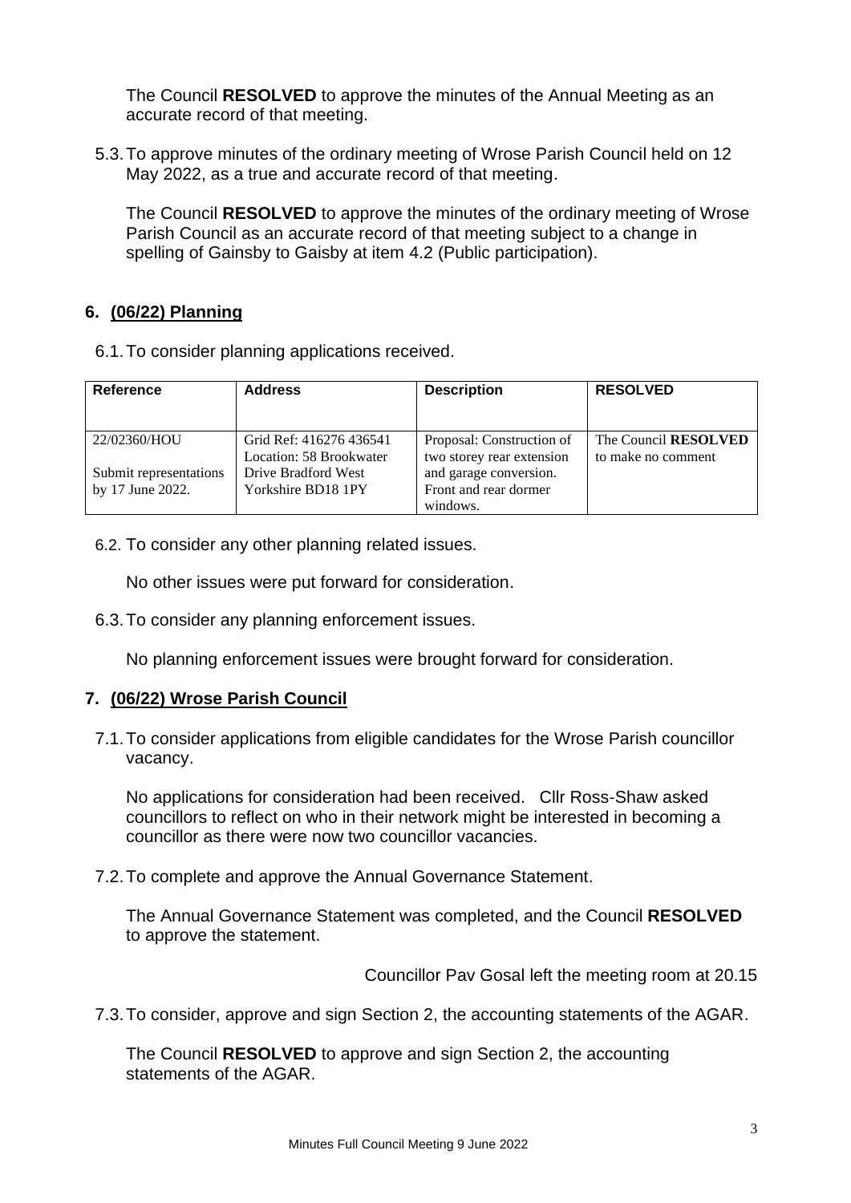The Council **RESOLVED** to approve the minutes of the Annual Meeting as an accurate record of that meeting.

5.3. To approve minutes of the ordinary meeting of Wrose Parish Council held on 12 May 2022, as a true and accurate record of that meeting.

The Council **RESOLVED** to approve the minutes of the ordinary meeting of Wrose Parish Council as an accurate record of that meeting subject to a change in spelling of Gainsby to Gaisby at item 4.2 (Public participation).

## 6. (06/22) Planning

6.1. To consider planning applications received.

| Reference | Address | Description | RESOLVED |
|---|---|---|---|
| 22/02360/HOU<br><br>Submit representations by 17 June 2022. | Grid Ref: 416276 436541 Location: 58 Brookwater Drive Bradford West Yorkshire BD18 1PY | Proposal: Construction of two storey rear extension and garage conversion. Front and rear dormer windows. | The Council **RESOLVED** to make no comment |

6.2. To consider any other planning related issues.

No other issues were put forward for consideration.

6.3. To consider any planning enforcement issues.

No planning enforcement issues were brought forward for consideration.

## 7. (06/22) Wrose Parish Council

7.1. To consider applications from eligible candidates for the Wrose Parish councillor vacancy.

No applications for consideration had been received. Cllr Ross-Shaw asked councillors to reflect on who in their network might be interested in becoming a councillor as there were now two councillor vacancies.

7.2. To complete and approve the Annual Governance Statement.

The Annual Governance Statement was completed, and the Council **RESOLVED** to approve the statement.

Councillor Pav Gosal left the meeting room at 20.15

7.3. To consider, approve and sign Section 2, the accounting statements of the AGAR.

The Council **RESOLVED** to approve and sign Section 2, the accounting statements of the AGAR.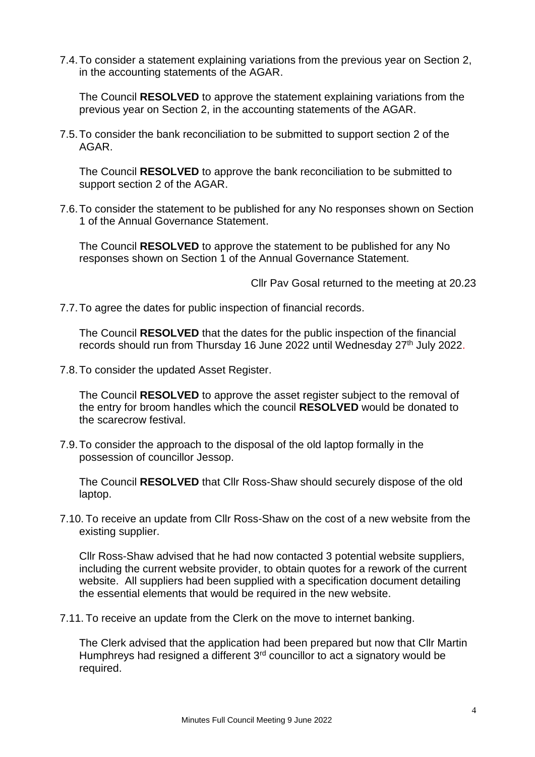7.4. To consider a statement explaining variations from the previous year on Section 2, in the accounting statements of the AGAR.

The Council **RESOLVED** to approve the statement explaining variations from the previous year on Section 2, in the accounting statements of the AGAR.

7.5. To consider the bank reconciliation to be submitted to support section 2 of the AGAR.

The Council **RESOLVED** to approve the bank reconciliation to be submitted to support section 2 of the AGAR.

7.6. To consider the statement to be published for any No responses shown on Section 1 of the Annual Governance Statement.

The Council **RESOLVED** to approve the statement to be published for any No responses shown on Section 1 of the Annual Governance Statement.

Cllr Pav Gosal returned to the meeting at 20.23

7.7. To agree the dates for public inspection of financial records.

The Council **RESOLVED** that the dates for the public inspection of the financial records should run from Thursday 16 June 2022 until Wednesday 27th July 2022.

7.8. To consider the updated Asset Register.

The Council **RESOLVED** to approve the asset register subject to the removal of the entry for broom handles which the council **RESOLVED** would be donated to the scarecrow festival.

7.9. To consider the approach to the disposal of the old laptop formally in the possession of councillor Jessop.

The Council **RESOLVED** that Cllr Ross-Shaw should securely dispose of the old laptop.

7.10. To receive an update from Cllr Ross-Shaw on the cost of a new website from the existing supplier.

Cllr Ross-Shaw advised that he had now contacted 3 potential website suppliers, including the current website provider, to obtain quotes for a rework of the current website. All suppliers had been supplied with a specification document detailing the essential elements that would be required in the new website.

7.11. To receive an update from the Clerk on the move to internet banking.

The Clerk advised that the application had been prepared but now that Cllr Martin Humphreys had resigned a different 3rd councillor to act a signatory would be required.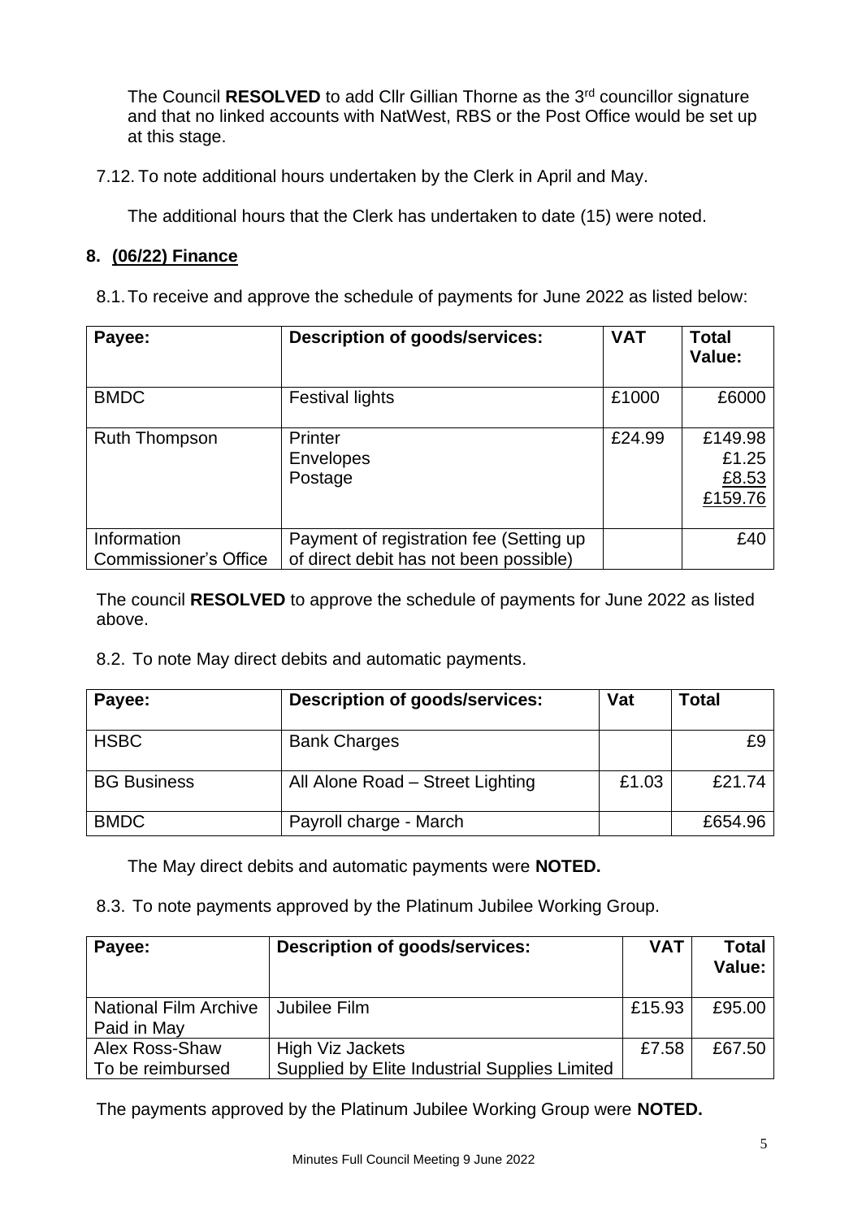The Council **RESOLVED** to add Cllr Gillian Thorne as the 3rd councillor signature and that no linked accounts with NatWest, RBS or the Post Office would be set up at this stage.

7.12. To note additional hours undertaken by the Clerk in April and May.

The additional hours that the Clerk has undertaken to date (15) were noted.

**8. (06/22) Finance**

8.1. To receive and approve the schedule of payments for June 2022 as listed below:

| Payee: | Description of goods/services: | VAT | Total Value: |
|---|---|---|---|
| BMDC | Festival lights | £1000 | £6000 |
| Ruth Thompson | Printer<br>Envelopes<br>Postage | £24.99 | £149.98<br>£1.25<br>£8.53<br>£159.76 |
| Information Commissioner's Office | Payment of registration fee (Setting up of direct debit has not been possible) | | £40 |

The council **RESOLVED** to approve the schedule of payments for June 2022 as listed above.

8.2. To note May direct debits and automatic payments.

| Payee: | Description of goods/services: | Vat | Total |
|---|---|---|---|
| HSBC | Bank Charges | | £9 |
| BG Business | All Alone Road – Street Lighting | £1.03 | £21.74 |
| BMDC | Payroll charge - March | | £654.96 |

The May direct debits and automatic payments were **NOTED.**

8.3. To note payments approved by the Platinum Jubilee Working Group.

| Payee: | Description of goods/services: | VAT | Total Value: |
|---|---|---|---|
| National Film Archive<br>Paid in May | Jubilee Film | £15.93 | £95.00 |
| Alex Ross-Shaw<br>To be reimbursed | High Viz Jackets<br>Supplied by Elite Industrial Supplies Limited | £7.58 | £67.50 |

The payments approved by the Platinum Jubilee Working Group were **NOTED.**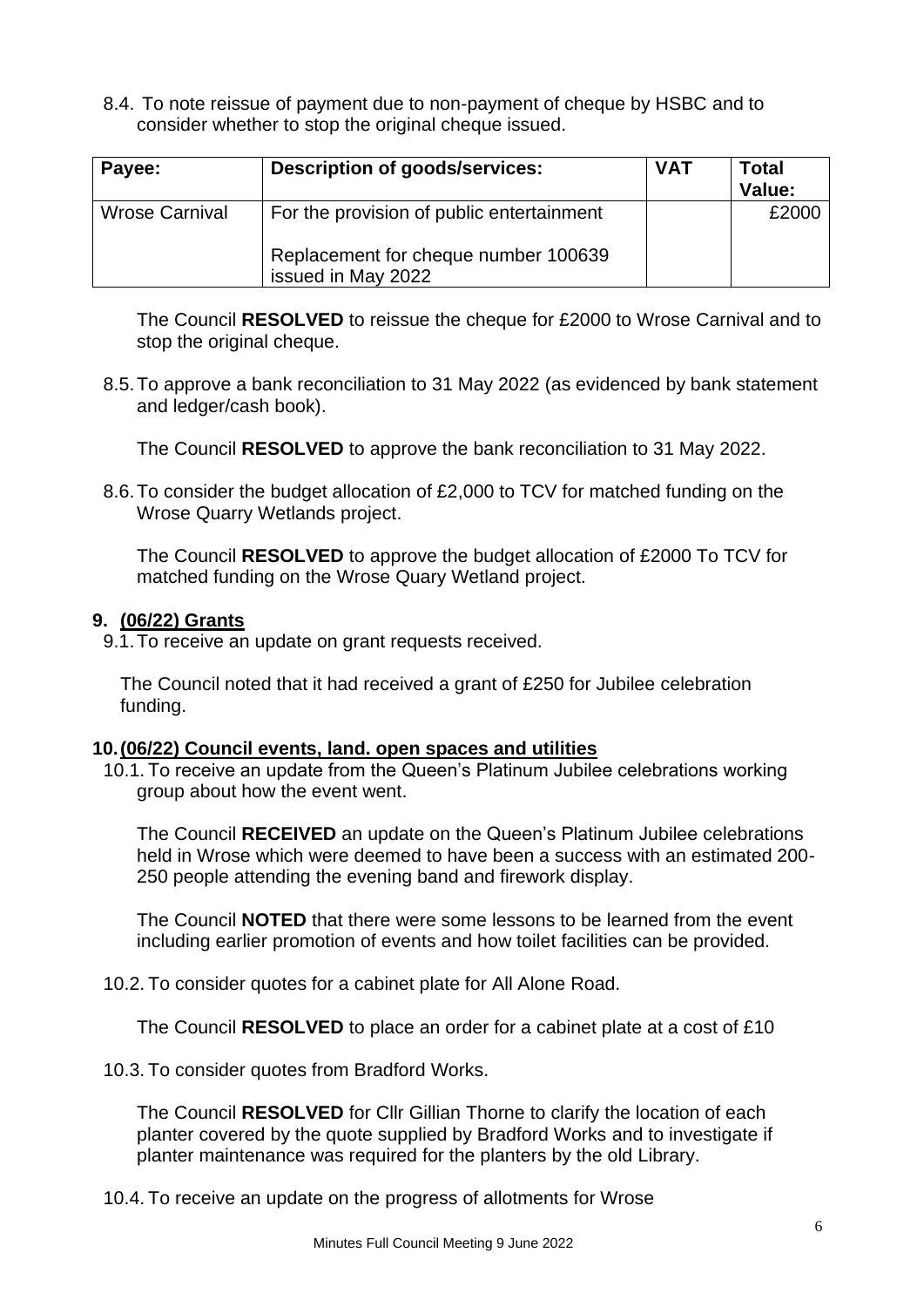8.4. To note reissue of payment due to non-payment of cheque by HSBC and to consider whether to stop the original cheque issued.

| Payee: | Description of goods/services: | VAT | Total Value: |
|---|---|---|---|
| Wrose Carnival | For the provision of public entertainment<br><br>Replacement for cheque number 100639 issued in May 2022 | | £2000 |

The Council **RESOLVED** to reissue the cheque for £2000 to Wrose Carnival and to stop the original cheque.

8.5. To approve a bank reconciliation to 31 May 2022 (as evidenced by bank statement and ledger/cash book).

The Council **RESOLVED** to approve the bank reconciliation to 31 May 2022.

8.6. To consider the budget allocation of £2,000 to TCV for matched funding on the Wrose Quarry Wetlands project.

The Council **RESOLVED** to approve the budget allocation of £2000 To TCV for matched funding on the Wrose Quary Wetland project.

## 9. (06/22) Grants

9.1. To receive an update on grant requests received.

The Council noted that it had received a grant of £250 for Jubilee celebration funding.

## 10. (06/22) Council events, land. open spaces and utilities

10.1. To receive an update from the Queen's Platinum Jubilee celebrations working group about how the event went.

The Council **RECEIVED** an update on the Queen's Platinum Jubilee celebrations held in Wrose which were deemed to have been a success with an estimated 200-250 people attending the evening band and firework display.

The Council **NOTED** that there were some lessons to be learned from the event including earlier promotion of events and how toilet facilities can be provided.

10.2. To consider quotes for a cabinet plate for All Alone Road.

The Council **RESOLVED** to place an order for a cabinet plate at a cost of £10

10.3. To consider quotes from Bradford Works.

The Council **RESOLVED** for Cllr Gillian Thorne to clarify the location of each planter covered by the quote supplied by Bradford Works and to investigate if planter maintenance was required for the planters by the old Library.

10.4. To receive an update on the progress of allotments for Wrose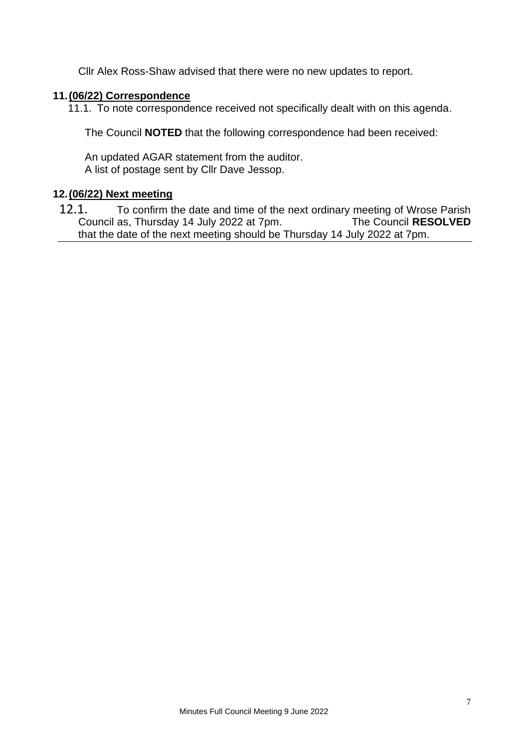Cllr Alex Ross-Shaw advised that there were no new updates to report.

**11. (06/22) Correspondence**

11.1. To note correspondence received not specifically dealt with on this agenda.

The Council **NOTED** that the following correspondence had been received:

An updated AGAR statement from the auditor.
A list of postage sent by Cllr Dave Jessop.

**12. (06/22) Next meeting**

12.1. To confirm the date and time of the next ordinary meeting of Wrose Parish Council as, Thursday 14 July 2022 at 7pm. The Council **RESOLVED** that the date of the next meeting should be Thursday 14 July 2022 at 7pm.